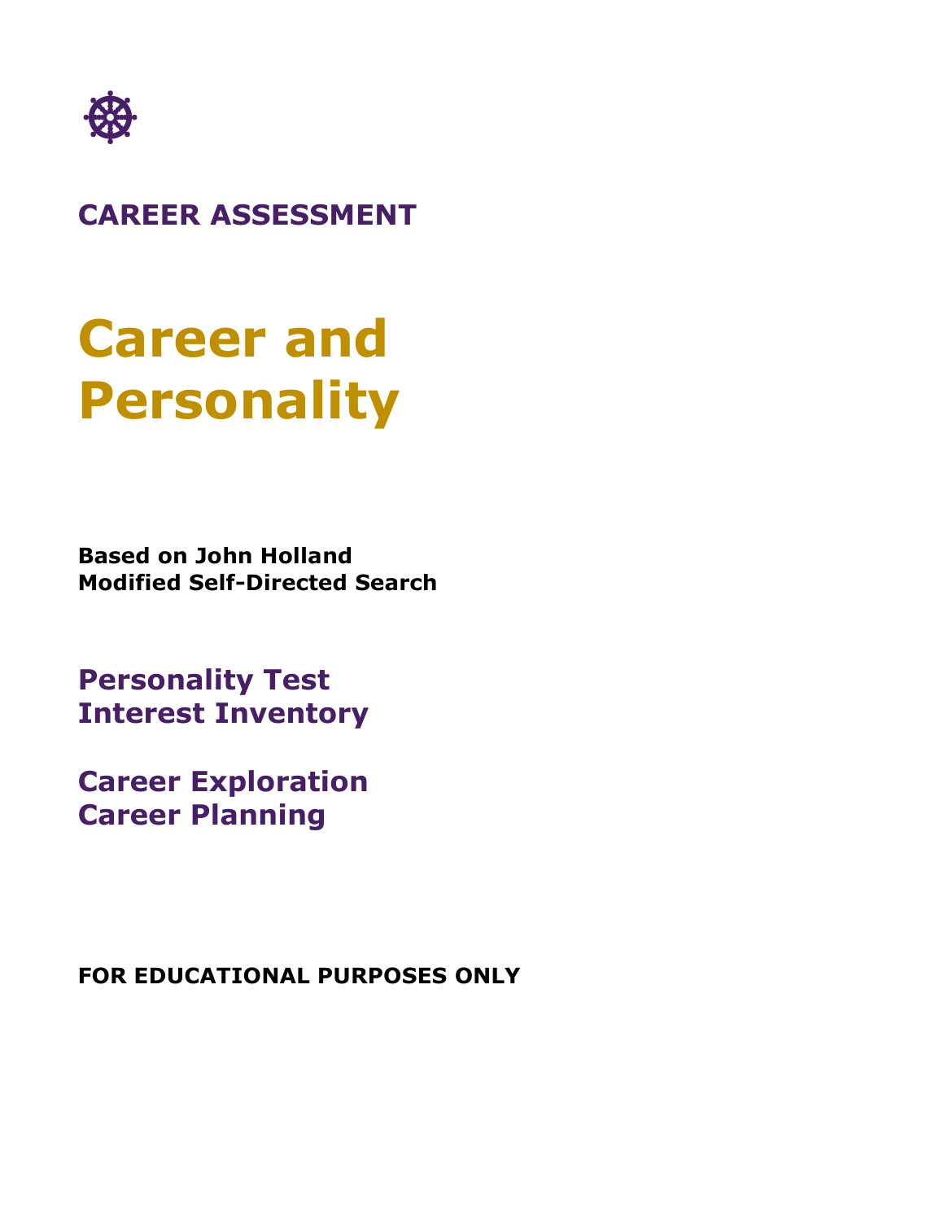**CAREER ASSESSMENT**

# Career and Personality

**Based on John Holland**
**Modified Self-Directed Search**

## Personality Test
## Interest Inventory

## Career Exploration
## Career Planning

**FOR EDUCATIONAL PURPOSES ONLY**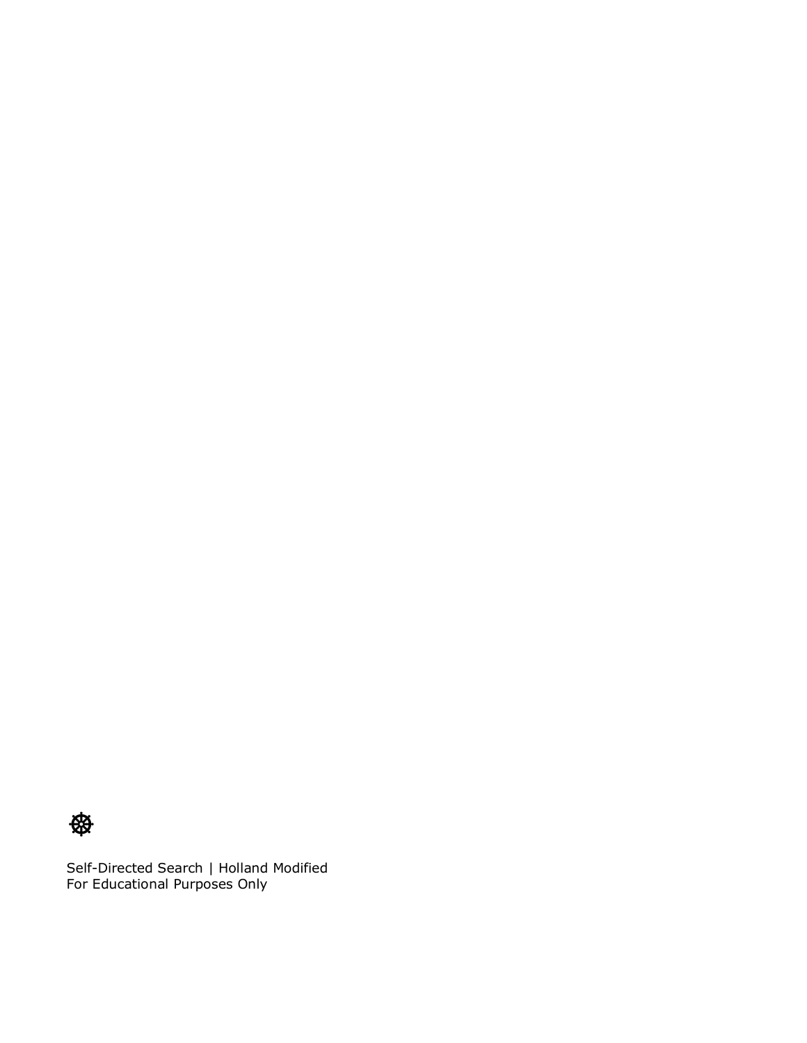☸

Self-Directed Search | Holland Modified
For Educational Purposes Only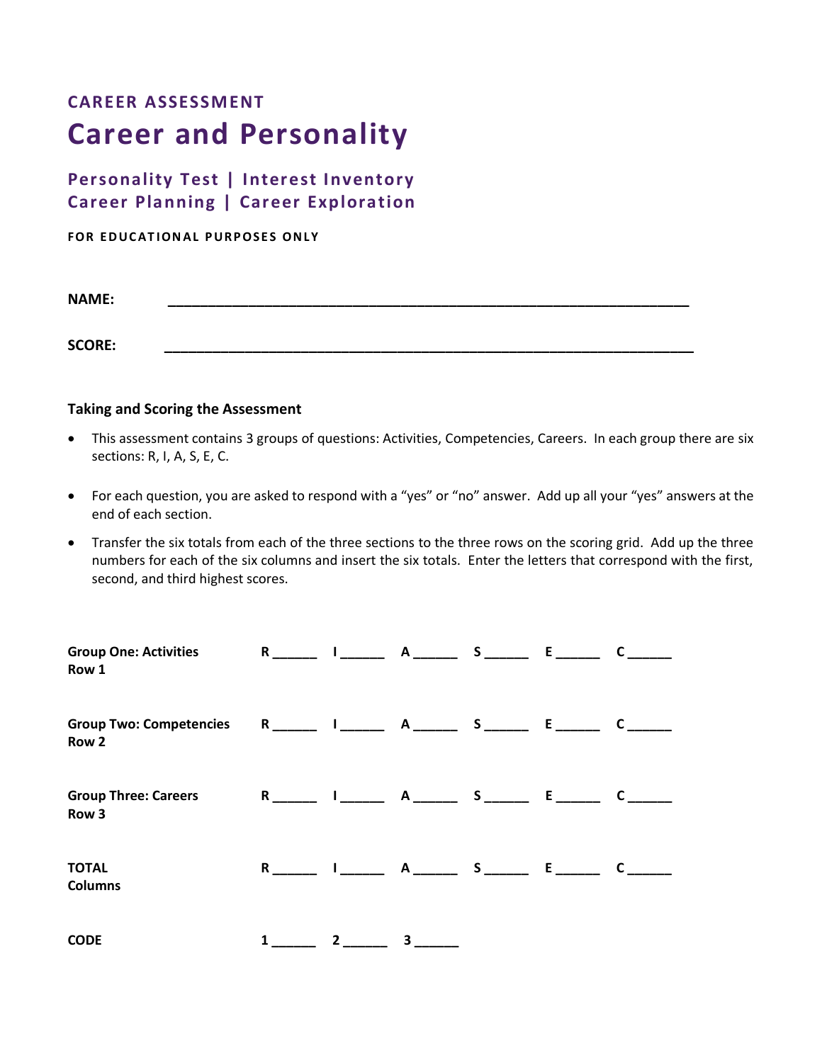**CAREER ASSESSMENT**

# Career and Personality

## Personality Test | Interest Inventory
## Career Planning | Career Exploration

**FOR EDUCATIONAL PURPOSES ONLY**

**NAME:** ______________________________________________________________

**SCORE:** ______________________________________________________________

### Taking and Scoring the Assessment

- This assessment contains 3 groups of questions: Activities, Competencies, Careers. In each group there are six sections: R, I, A, S, E, C.
- For each question, you are asked to respond with a "yes" or "no" answer. Add up all your "yes" answers at the end of each section.
- Transfer the six totals from each of the three sections to the three rows on the scoring grid. Add up the three numbers for each of the six columns and insert the six totals. Enter the letters that correspond with the first, second, and third highest scores.

| | | | | | | |
|---|---|---|---|---|---|---|
| **Group One: Activities** **Row 1** | **R** ______ | **I** ______ | **A** ______ | **S** ______ | **E** ______ | **C** ______ |
| **Group Two: Competencies** **Row 2** | **R** ______ | **I** ______ | **A** ______ | **S** ______ | **E** ______ | **C** ______ |
| **Group Three: Careers** **Row 3** | **R** ______ | **I** ______ | **A** ______ | **S** ______ | **E** ______ | **C** ______ |
| **TOTAL** **Columns** | **R** ______ | **I** ______ | **A** ______ | **S** ______ | **E** ______ | **C** ______ |
| **CODE** | **1** ______ | **2** ______ | **3** ______ | | | |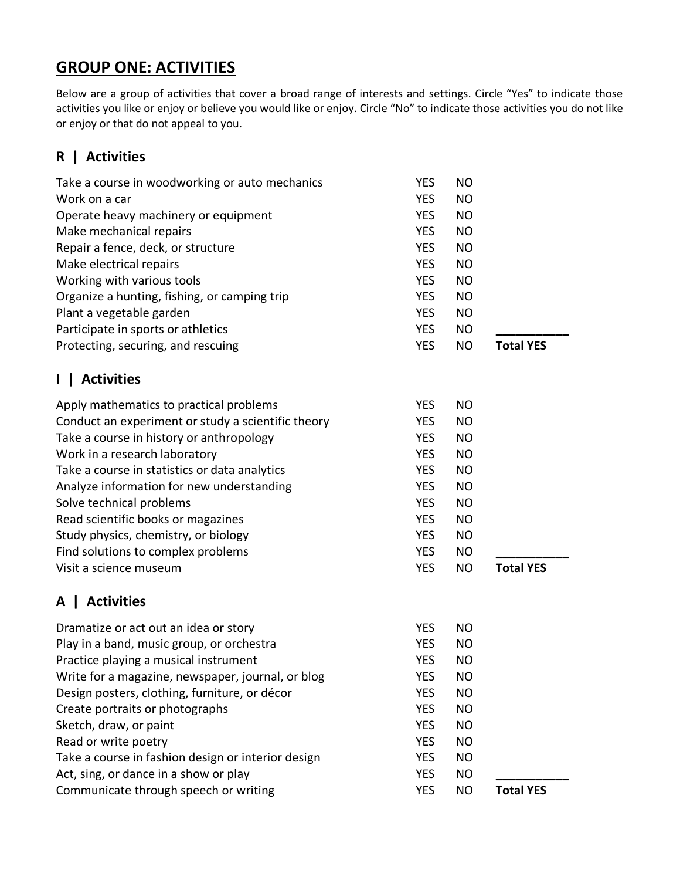## GROUP ONE: ACTIVITIES

Below are a group of activities that cover a broad range of interests and settings. Circle "Yes" to indicate those activities you like or enjoy or believe you would like or enjoy. Circle "No" to indicate those activities you do not like or enjoy or that do not appeal to you.

### R | Activities

| | | | |
|---|---|---|---|
| Take a course in woodworking or auto mechanics | YES | NO | |
| Work on a car | YES | NO | |
| Operate heavy machinery or equipment | YES | NO | |
| Make mechanical repairs | YES | NO | |
| Repair a fence, deck, or structure | YES | NO | |
| Make electrical repairs | YES | NO | |
| Working with various tools | YES | NO | |
| Organize a hunting, fishing, or camping trip | YES | NO | |
| Plant a vegetable garden | YES | NO | |
| Participate in sports or athletics | YES | NO | ___________ |
| Protecting, securing, and rescuing | YES | NO | **Total YES** |

### I | Activities

| | | | |
|---|---|---|---|
| Apply mathematics to practical problems | YES | NO | |
| Conduct an experiment or study a scientific theory | YES | NO | |
| Take a course in history or anthropology | YES | NO | |
| Work in a research laboratory | YES | NO | |
| Take a course in statistics or data analytics | YES | NO | |
| Analyze information for new understanding | YES | NO | |
| Solve technical problems | YES | NO | |
| Read scientific books or magazines | YES | NO | |
| Study physics, chemistry, or biology | YES | NO | |
| Find solutions to complex problems | YES | NO | ___________ |
| Visit a science museum | YES | NO | **Total YES** |

### A | Activities

| | | | |
|---|---|---|---|
| Dramatize or act out an idea or story | YES | NO | |
| Play in a band, music group, or orchestra | YES | NO | |
| Practice playing a musical instrument | YES | NO | |
| Write for a magazine, newspaper, journal, or blog | YES | NO | |
| Design posters, clothing, furniture, or décor | YES | NO | |
| Create portraits or photographs | YES | NO | |
| Sketch, draw, or paint | YES | NO | |
| Read or write poetry | YES | NO | |
| Take a course in fashion design or interior design | YES | NO | |
| Act, sing, or dance in a show or play | YES | NO | ___________ |
| Communicate through speech or writing | YES | NO | **Total YES** |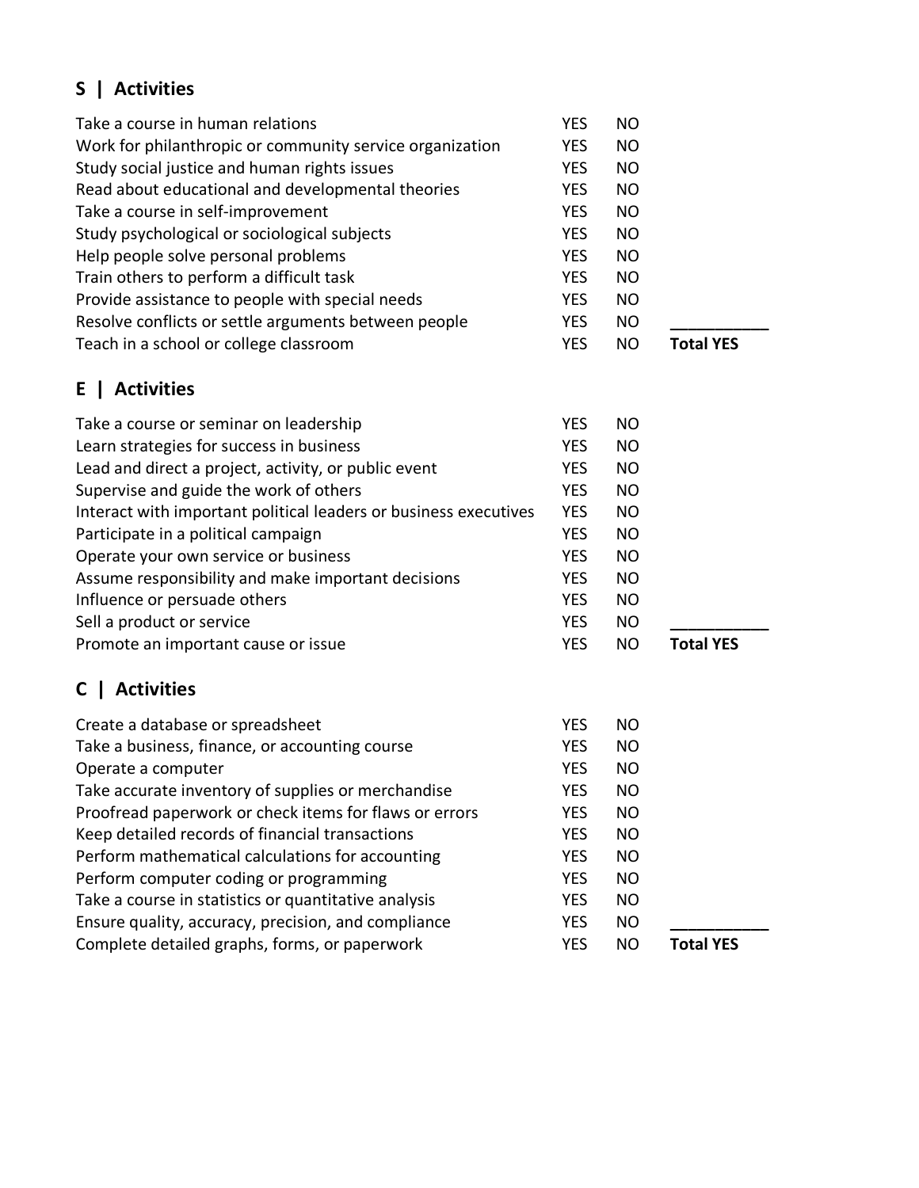## S | Activities

| | | | |
|---|---|---|---|
| Take a course in human relations | YES | NO | |
| Work for philanthropic or community service organization | YES | NO | |
| Study social justice and human rights issues | YES | NO | |
| Read about educational and developmental theories | YES | NO | |
| Take a course in self-improvement | YES | NO | |
| Study psychological or sociological subjects | YES | NO | |
| Help people solve personal problems | YES | NO | |
| Train others to perform a difficult task | YES | NO | |
| Provide assistance to people with special needs | YES | NO | |
| Resolve conflicts or settle arguments between people | YES | NO | ___________ |
| Teach in a school or college classroom | YES | NO | **Total YES** |

## E | Activities

| | | | |
|---|---|---|---|
| Take a course or seminar on leadership | YES | NO | |
| Learn strategies for success in business | YES | NO | |
| Lead and direct a project, activity, or public event | YES | NO | |
| Supervise and guide the work of others | YES | NO | |
| Interact with important political leaders or business executives | YES | NO | |
| Participate in a political campaign | YES | NO | |
| Operate your own service or business | YES | NO | |
| Assume responsibility and make important decisions | YES | NO | |
| Influence or persuade others | YES | NO | |
| Sell a product or service | YES | NO | ___________ |
| Promote an important cause or issue | YES | NO | **Total YES** |

## C | Activities

| | | | |
|---|---|---|---|
| Create a database or spreadsheet | YES | NO | |
| Take a business, finance, or accounting course | YES | NO | |
| Operate a computer | YES | NO | |
| Take accurate inventory of supplies or merchandise | YES | NO | |
| Proofread paperwork or check items for flaws or errors | YES | NO | |
| Keep detailed records of financial transactions | YES | NO | |
| Perform mathematical calculations for accounting | YES | NO | |
| Perform computer coding or programming | YES | NO | |
| Take a course in statistics or quantitative analysis | YES | NO | |
| Ensure quality, accuracy, precision, and compliance | YES | NO | ___________ |
| Complete detailed graphs, forms, or paperwork | YES | NO | **Total YES** |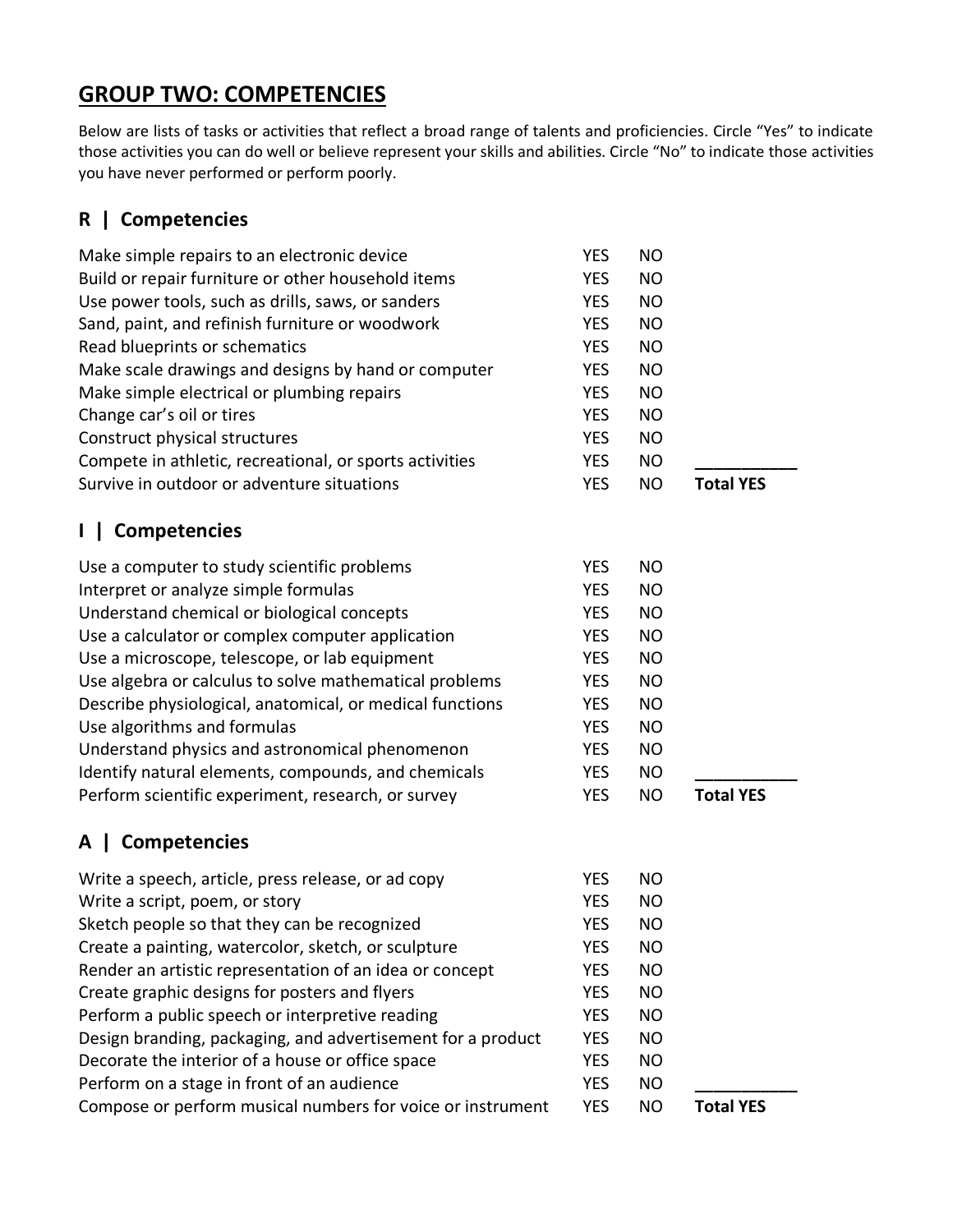## GROUP TWO: COMPETENCIES

Below are lists of tasks or activities that reflect a broad range of talents and proficiencies. Circle "Yes" to indicate those activities you can do well or believe represent your skills and abilities. Circle "No" to indicate those activities you have never performed or perform poorly.

### R | Competencies

| | | | |
|---|---|---|---|
| Make simple repairs to an electronic device | YES | NO | |
| Build or repair furniture or other household items | YES | NO | |
| Use power tools, such as drills, saws, or sanders | YES | NO | |
| Sand, paint, and refinish furniture or woodwork | YES | NO | |
| Read blueprints or schematics | YES | NO | |
| Make scale drawings and designs by hand or computer | YES | NO | |
| Make simple electrical or plumbing repairs | YES | NO | |
| Change car's oil or tires | YES | NO | |
| Construct physical structures | YES | NO | |
| Compete in athletic, recreational, or sports activities | YES | NO | ___________ |
| Survive in outdoor or adventure situations | YES | NO | **Total YES** |

### I | Competencies

| | | | |
|---|---|---|---|
| Use a computer to study scientific problems | YES | NO | |
| Interpret or analyze simple formulas | YES | NO | |
| Understand chemical or biological concepts | YES | NO | |
| Use a calculator or complex computer application | YES | NO | |
| Use a microscope, telescope, or lab equipment | YES | NO | |
| Use algebra or calculus to solve mathematical problems | YES | NO | |
| Describe physiological, anatomical, or medical functions | YES | NO | |
| Use algorithms and formulas | YES | NO | |
| Understand physics and astronomical phenomenon | YES | NO | |
| Identify natural elements, compounds, and chemicals | YES | NO | ___________ |
| Perform scientific experiment, research, or survey | YES | NO | **Total YES** |

### A | Competencies

| | | | |
|---|---|---|---|
| Write a speech, article, press release, or ad copy | YES | NO | |
| Write a script, poem, or story | YES | NO | |
| Sketch people so that they can be recognized | YES | NO | |
| Create a painting, watercolor, sketch, or sculpture | YES | NO | |
| Render an artistic representation of an idea or concept | YES | NO | |
| Create graphic designs for posters and flyers | YES | NO | |
| Perform a public speech or interpretive reading | YES | NO | |
| Design branding, packaging, and advertisement for a product | YES | NO | |
| Decorate the interior of a house or office space | YES | NO | |
| Perform on a stage in front of an audience | YES | NO | ___________ |
| Compose or perform musical numbers for voice or instrument | YES | NO | **Total YES** |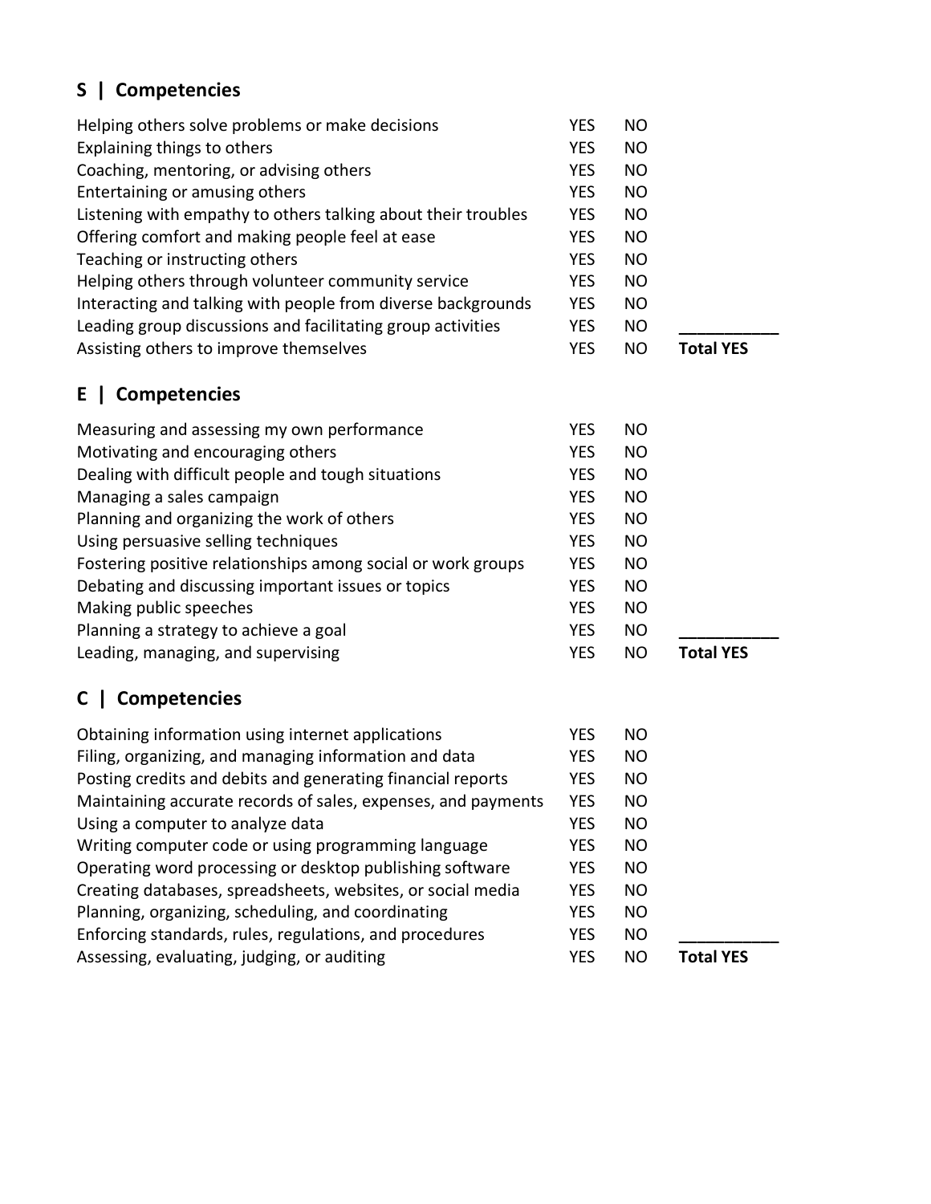## S | Competencies

| | | | |
|---|---|---|---|
| Helping others solve problems or make decisions | YES | NO | |
| Explaining things to others | YES | NO | |
| Coaching, mentoring, or advising others | YES | NO | |
| Entertaining or amusing others | YES | NO | |
| Listening with empathy to others talking about their troubles | YES | NO | |
| Offering comfort and making people feel at ease | YES | NO | |
| Teaching or instructing others | YES | NO | |
| Helping others through volunteer community service | YES | NO | |
| Interacting and talking with people from diverse backgrounds | YES | NO | |
| Leading group discussions and facilitating group activities | YES | NO | ___________ |
| Assisting others to improve themselves | YES | NO | **Total YES** |

## E | Competencies

| | | | |
|---|---|---|---|
| Measuring and assessing my own performance | YES | NO | |
| Motivating and encouraging others | YES | NO | |
| Dealing with difficult people and tough situations | YES | NO | |
| Managing a sales campaign | YES | NO | |
| Planning and organizing the work of others | YES | NO | |
| Using persuasive selling techniques | YES | NO | |
| Fostering positive relationships among social or work groups | YES | NO | |
| Debating and discussing important issues or topics | YES | NO | |
| Making public speeches | YES | NO | |
| Planning a strategy to achieve a goal | YES | NO | ___________ |
| Leading, managing, and supervising | YES | NO | **Total YES** |

## C | Competencies

| | | | |
|---|---|---|---|
| Obtaining information using internet applications | YES | NO | |
| Filing, organizing, and managing information and data | YES | NO | |
| Posting credits and debits and generating financial reports | YES | NO | |
| Maintaining accurate records of sales, expenses, and payments | YES | NO | |
| Using a computer to analyze data | YES | NO | |
| Writing computer code or using programming language | YES | NO | |
| Operating word processing or desktop publishing software | YES | NO | |
| Creating databases, spreadsheets, websites, or social media | YES | NO | |
| Planning, organizing, scheduling, and coordinating | YES | NO | |
| Enforcing standards, rules, regulations, and procedures | YES | NO | ___________ |
| Assessing, evaluating, judging, or auditing | YES | NO | **Total YES** |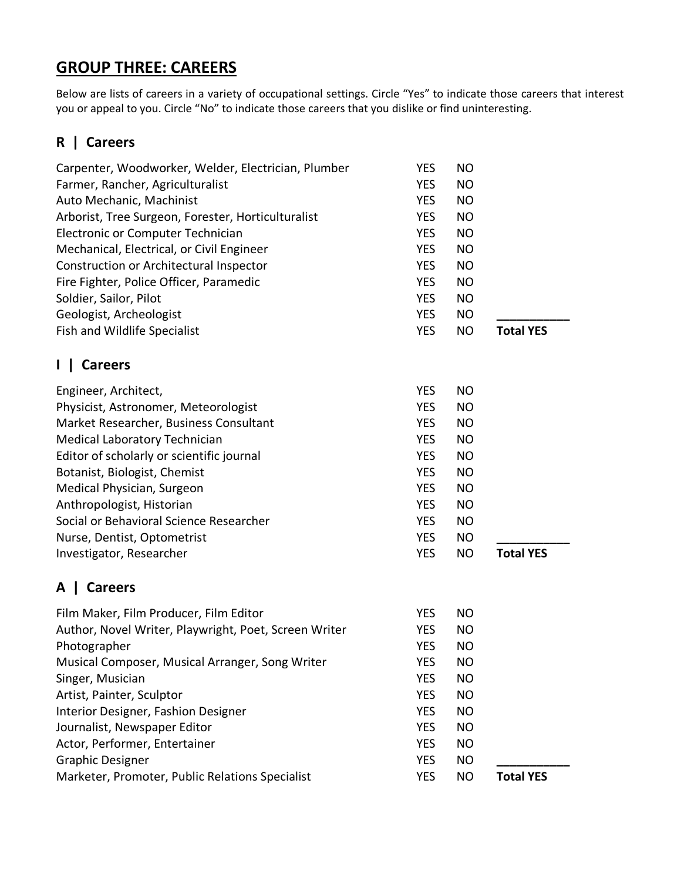## GROUP THREE: CAREERS

Below are lists of careers in a variety of occupational settings. Circle "Yes" to indicate those careers that interest you or appeal to you. Circle "No" to indicate those careers that you dislike or find uninteresting.

### R | Careers

| | | | |
|---|---|---|---|
| Carpenter, Woodworker, Welder, Electrician, Plumber | YES | NO | |
| Farmer, Rancher, Agriculturalist | YES | NO | |
| Auto Mechanic, Machinist | YES | NO | |
| Arborist, Tree Surgeon, Forester, Horticulturalist | YES | NO | |
| Electronic or Computer Technician | YES | NO | |
| Mechanical, Electrical, or Civil Engineer | YES | NO | |
| Construction or Architectural Inspector | YES | NO | |
| Fire Fighter, Police Officer, Paramedic | YES | NO | |
| Soldier, Sailor, Pilot | YES | NO | |
| Geologist, Archeologist | YES | NO | ___________ |
| Fish and Wildlife Specialist | YES | NO | **Total YES** |

### I | Careers

| | | | |
|---|---|---|---|
| Engineer, Architect, | YES | NO | |
| Physicist, Astronomer, Meteorologist | YES | NO | |
| Market Researcher, Business Consultant | YES | NO | |
| Medical Laboratory Technician | YES | NO | |
| Editor of scholarly or scientific journal | YES | NO | |
| Botanist, Biologist, Chemist | YES | NO | |
| Medical Physician, Surgeon | YES | NO | |
| Anthropologist, Historian | YES | NO | |
| Social or Behavioral Science Researcher | YES | NO | |
| Nurse, Dentist, Optometrist | YES | NO | ___________ |
| Investigator, Researcher | YES | NO | **Total YES** |

### A | Careers

| | | | |
|---|---|---|---|
| Film Maker, Film Producer, Film Editor | YES | NO | |
| Author, Novel Writer, Playwright, Poet, Screen Writer | YES | NO | |
| Photographer | YES | NO | |
| Musical Composer, Musical Arranger, Song Writer | YES | NO | |
| Singer, Musician | YES | NO | |
| Artist, Painter, Sculptor | YES | NO | |
| Interior Designer, Fashion Designer | YES | NO | |
| Journalist, Newspaper Editor | YES | NO | |
| Actor, Performer, Entertainer | YES | NO | |
| Graphic Designer | YES | NO | ___________ |
| Marketer, Promoter, Public Relations Specialist | YES | NO | **Total YES** |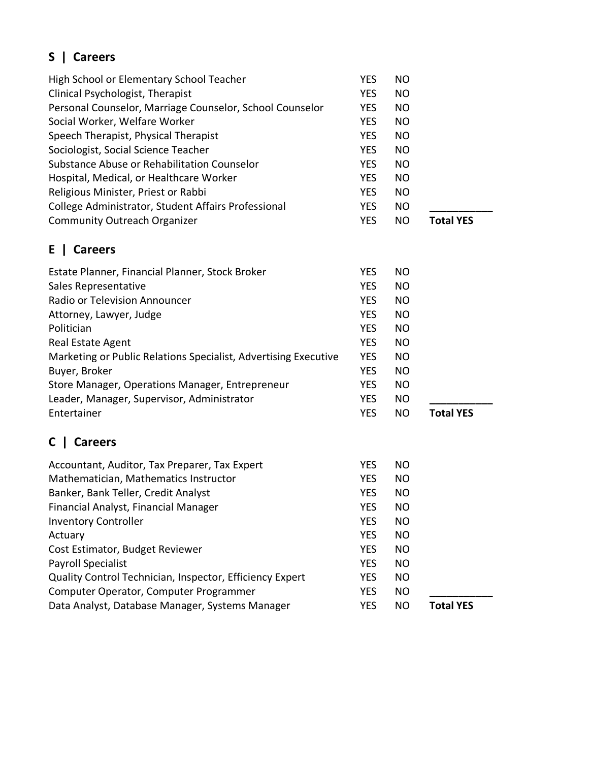## S | Careers

| | | | |
|---|---|---|---|
| High School or Elementary School Teacher | YES | NO | |
| Clinical Psychologist, Therapist | YES | NO | |
| Personal Counselor, Marriage Counselor, School Counselor | YES | NO | |
| Social Worker, Welfare Worker | YES | NO | |
| Speech Therapist, Physical Therapist | YES | NO | |
| Sociologist, Social Science Teacher | YES | NO | |
| Substance Abuse or Rehabilitation Counselor | YES | NO | |
| Hospital, Medical, or Healthcare Worker | YES | NO | |
| Religious Minister, Priest or Rabbi | YES | NO | |
| College Administrator, Student Affairs Professional | YES | NO | ___________ |
| Community Outreach Organizer | YES | NO | **Total YES** |

## E | Careers

| | | | |
|---|---|---|---|
| Estate Planner, Financial Planner, Stock Broker | YES | NO | |
| Sales Representative | YES | NO | |
| Radio or Television Announcer | YES | NO | |
| Attorney, Lawyer, Judge | YES | NO | |
| Politician | YES | NO | |
| Real Estate Agent | YES | NO | |
| Marketing or Public Relations Specialist, Advertising Executive | YES | NO | |
| Buyer, Broker | YES | NO | |
| Store Manager, Operations Manager, Entrepreneur | YES | NO | |
| Leader, Manager, Supervisor, Administrator | YES | NO | ___________ |
| Entertainer | YES | NO | **Total YES** |

## C | Careers

| | | | |
|---|---|---|---|
| Accountant, Auditor, Tax Preparer, Tax Expert | YES | NO | |
| Mathematician, Mathematics Instructor | YES | NO | |
| Banker, Bank Teller, Credit Analyst | YES | NO | |
| Financial Analyst, Financial Manager | YES | NO | |
| Inventory Controller | YES | NO | |
| Actuary | YES | NO | |
| Cost Estimator, Budget Reviewer | YES | NO | |
| Payroll Specialist | YES | NO | |
| Quality Control Technician, Inspector, Efficiency Expert | YES | NO | |
| Computer Operator, Computer Programmer | YES | NO | ___________ |
| Data Analyst, Database Manager, Systems Manager | YES | NO | **Total YES** |